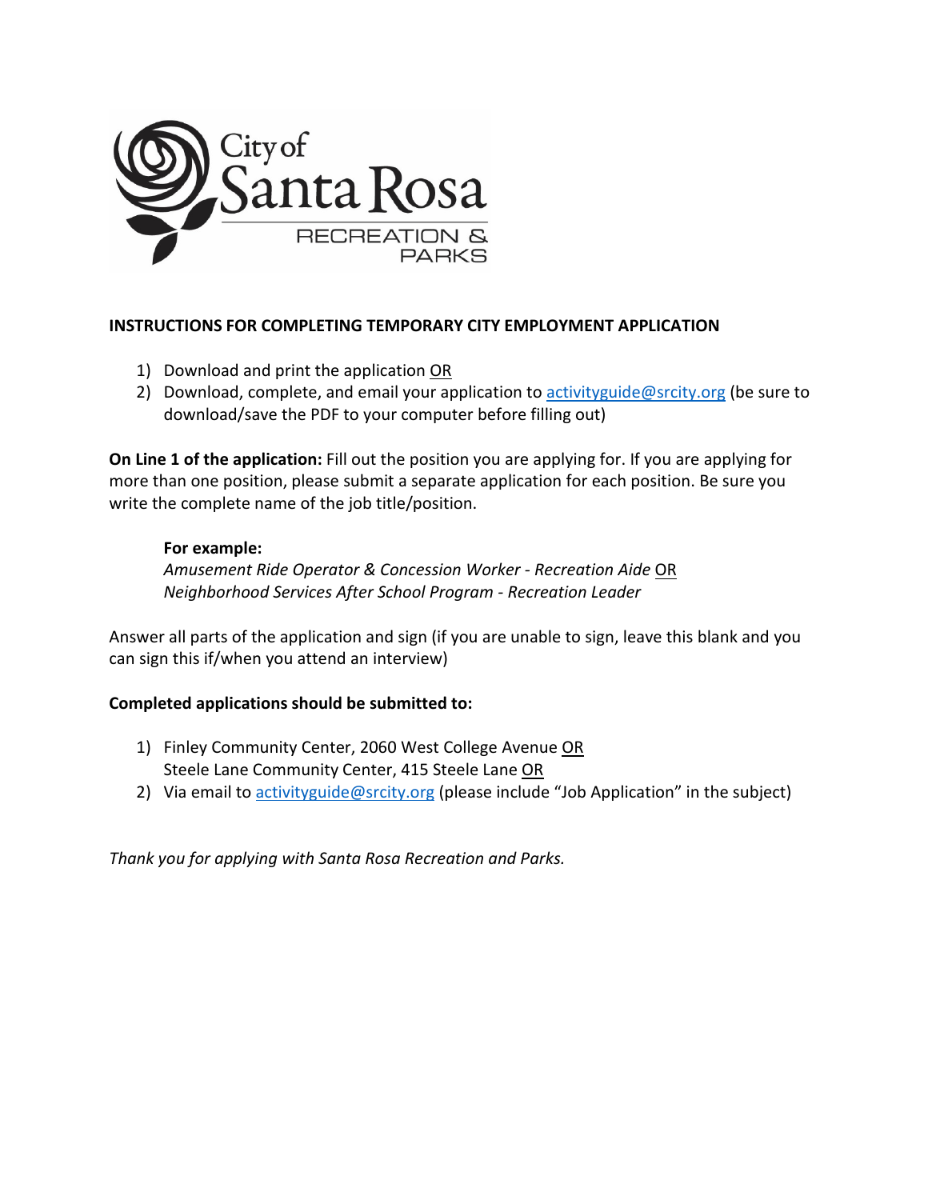City of Santa Rosa
RECREATION & PARKS

**INSTRUCTIONS FOR COMPLETING TEMPORARY CITY EMPLOYMENT APPLICATION**

1) Download and print the application OR
2) Download, complete, and email your application to activityguide@srcity.org (be sure to download/save the PDF to your computer before filling out)

**On Line 1 of the application:** Fill out the position you are applying for. If you are applying for more than one position, please submit a separate application for each position. Be sure you write the complete name of the job title/position.

**For example:**
*Amusement Ride Operator & Concession Worker - Recreation Aide* OR
*Neighborhood Services After School Program - Recreation Leader*

Answer all parts of the application and sign (if you are unable to sign, leave this blank and you can sign this if/when you attend an interview)

**Completed applications should be submitted to:**

1) Finley Community Center, 2060 West College Avenue OR
   Steele Lane Community Center, 415 Steele Lane OR
2) Via email to activityguide@srcity.org (please include "Job Application" in the subject)

*Thank you for applying with Santa Rosa Recreation and Parks.*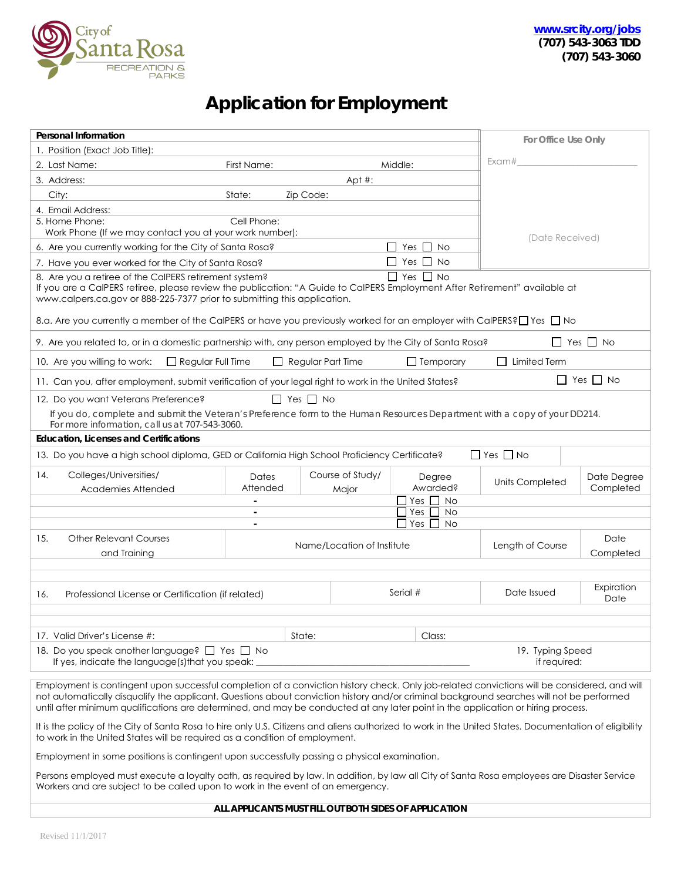City of Santa Rosa
RECREATION & PARKS

www.srcity.org/jobs
(707) 543-3063 TDD
(707) 543-3060

# Application for Employment

| Personal Information | For Office Use Only |
|---|---|
| 1. Position (Exact Job Title): | Exam#\_\_\_\_\_\_\_\_\_\_\_\_\_\_\_\_ |
| 2. Last Name: First Name: Middle: | |
| 3. Address: Apt #: | |
| City: State: Zip Code: | |
| 4. Email Address: | |
| 5. Home Phone: Cell Phone: Work Phone (If we may contact you at your work number): | (Date Received) |
| 6. Are you currently working for the City of Santa Rosa? ☐ Yes ☐ No | |
| 7. Have you ever worked for the City of Santa Rosa? ☐ Yes ☐ No | |

8. Are you a retiree of the CalPERS retirement system? ☐ Yes ☐ No
If you are a CalPERS retiree, please review the publication: "A Guide to CalPERS Employment After Retirement" available at www.calpers.ca.gov or 888-225-7377 prior to submitting this application.

8.a. Are you currently a member of the CalPERS or have you previously worked for an employer with CalPERS? ☐ Yes ☐ No

9. Are you related to, or in a domestic partnership with, any person employed by the City of Santa Rosa? ☐ Yes ☐ No

10. Are you willing to work: ☐ Regular Full Time ☐ Regular Part Time ☐ Temporary ☐ Limited Term

11. Can you, after employment, submit verification of your legal right to work in the United States? ☐ Yes ☐ No

12. Do you want Veterans Preference? ☐ Yes ☐ No
If you do, complete and submit the Veteran's Preference form to the Human Resources Department with a copy of your DD214. For more information, call us at 707-543-3060.

**Education, Licenses and Certifications**

13. Do you have a high school diploma, GED or California High School Proficiency Certificate? ☐ Yes ☐ No

| 14. Colleges/Universities/ Academies Attended | Dates Attended | Course of Study/ Major | Degree Awarded? | Units Completed | Date Degree Completed |
|---|---|---|---|---|---|
| | - | | ☐ Yes ☐ No | | |
| | - | | ☐ Yes ☐ No | | |
| | - | | ☐ Yes ☐ No | | |

| 15. Other Relevant Courses and Training | Name/Location of Institute | Length of Course | Date Completed |
|---|---|---|---|
| | | | |
| | | | |

| 16. Professional License or Certification (if related) | Serial # | Date Issued | Expiration Date |
|---|---|---|---|
| | | | |
| | | | |

17. Valid Driver's License #: State: Class:

18. Do you speak another language? ☐ Yes ☐ No
If yes, indicate the language(s)that you speak: \_\_\_\_\_\_\_\_\_\_\_\_\_\_\_\_\_\_\_\_\_\_\_\_\_\_\_\_

19. Typing Speed if required:

Employment is contingent upon successful completion of a conviction history check. Only job-related convictions will be considered, and will not automatically disqualify the applicant. Questions about conviction history and/or criminal background searches will not be performed until after minimum qualifications are determined, and may be conducted at any later point in the application or hiring process.

It is the policy of the City of Santa Rosa to hire only U.S. Citizens and aliens authorized to work in the United States. Documentation of eligibility to work in the United States will be required as a condition of employment.

Employment in some positions is contingent upon successfully passing a physical examination.

Persons employed must execute a loyalty oath, as required by law. In addition, by law all City of Santa Rosa employees are Disaster Service Workers and are subject to be called upon to work in the event of an emergency.

**ALL APPLICANTS MUST FILL OUT BOTH SIDES OF APPLICATION**

Revised 11/1/2017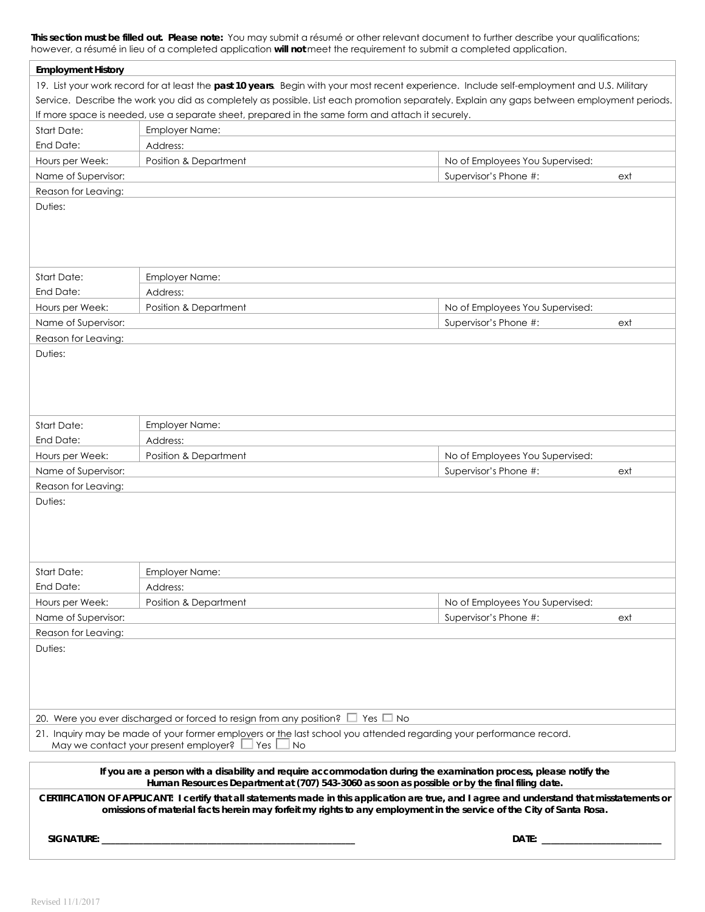**This section must be filled out. Please note:** You may submit a résumé or other relevant document to further describe your qualifications; however, a résumé in lieu of a completed application **will not** meet the requirement to submit a completed application.

**Employment History**

19. List your work record for at least the **past 10 years**. Begin with your most recent experience. Include self-employment and U.S. Military Service. Describe the work you did as completely as possible. List each promotion separately. Explain any gaps between employment periods. If more space is needed, use a separate sheet, prepared in the same form and attach it securely.

| | | | |
|---|---|---|---|
| Start Date: | Employer Name: | | |
| End Date: | Address: | | |
| Hours per Week: | Position & Department | No of Employees You Supervised: | |
| Name of Supervisor: | | Supervisor's Phone #: | ext |
| Reason for Leaving: | | | |
| Duties: | | | |

| | | | |
|---|---|---|---|
| Start Date: | Employer Name: | | |
| End Date: | Address: | | |
| Hours per Week: | Position & Department | No of Employees You Supervised: | |
| Name of Supervisor: | | Supervisor's Phone #: | ext |
| Reason for Leaving: | | | |
| Duties: | | | |

| | | | |
|---|---|---|---|
| Start Date: | Employer Name: | | |
| End Date: | Address: | | |
| Hours per Week: | Position & Department | No of Employees You Supervised: | |
| Name of Supervisor: | | Supervisor's Phone #: | ext |
| Reason for Leaving: | | | |
| Duties: | | | |

| | | | |
|---|---|---|---|
| Start Date: | Employer Name: | | |
| End Date: | Address: | | |
| Hours per Week: | Position & Department | No of Employees You Supervised: | |
| Name of Supervisor: | | Supervisor's Phone #: | ext |
| Reason for Leaving: | | | |
| Duties: | | | |

20. Were you ever discharged or forced to resign from any position? ☐ Yes ☐ No

21. Inquiry may be made of your former employers or the last school you attended regarding your performance record.
May we contact your present employer? ☐ Yes ☐ No

**If you are a person with a disability and require accommodation during the examination process, please notify the Human Resources Department at (707) 543-3060 as soon as possible or by the final filing date.**

***CERTIFICATION OF APPLICANT:* I certify that all statements made in this application are true, and I agree and understand that misstatements or omissions of material facts herein may forfeit my rights to any employment in the service of the City of Santa Rosa.**

**SIGNATURE:** ______________________________ **DATE:** ______________

Revised 11/1/2017